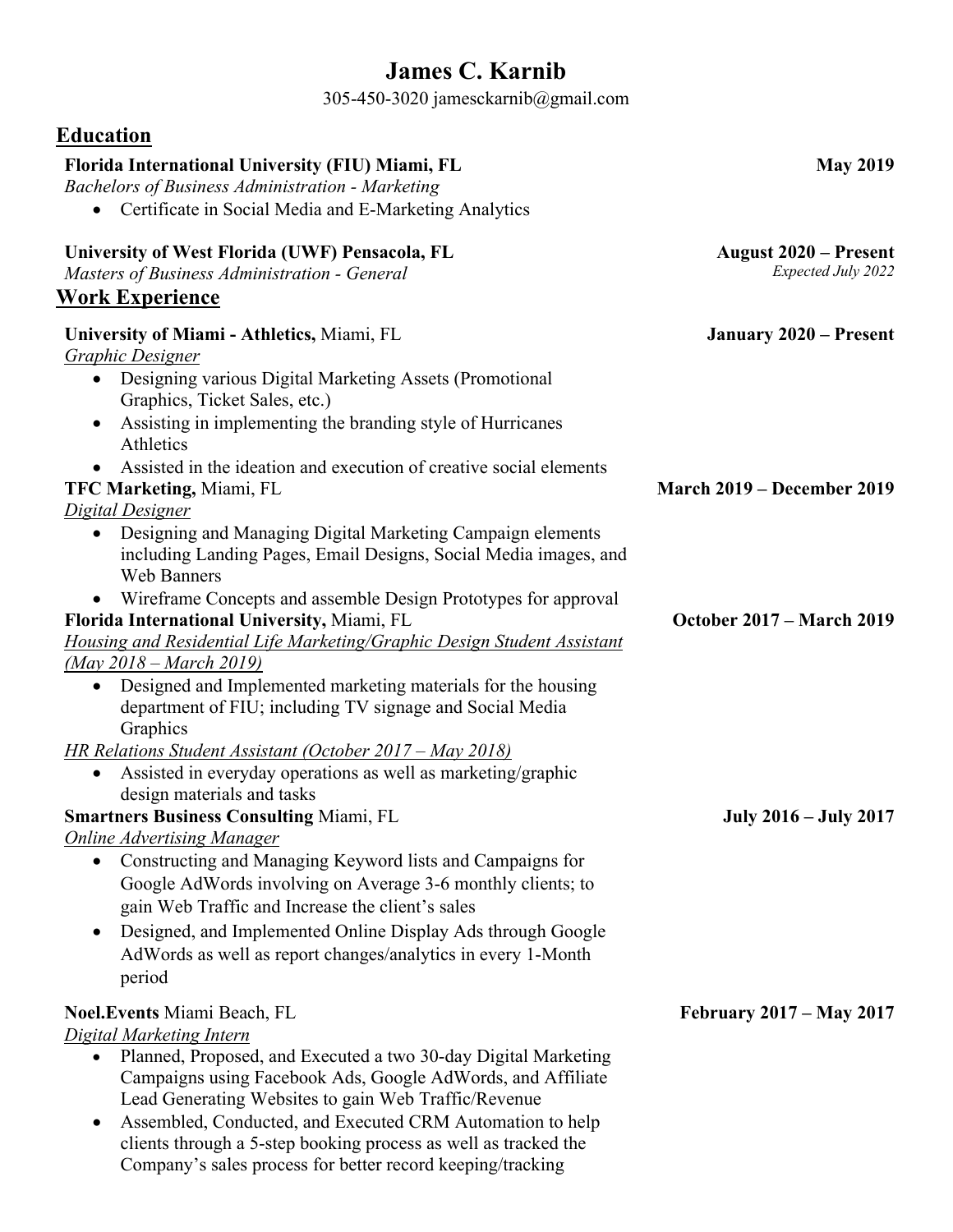# James C. Karnib

305-450-3020 jamesckarnib@gmail.com

## Education

**Florida International University (FIU) Miami, FL** **May 2019**
*Bachelors of Business Administration - Marketing*

- Certificate in Social Media and E-Marketing Analytics

**University of West Florida (UWF) Pensacola, FL** **August 2020 – Present**
*Masters of Business Administration - General* *Expected July 2022*

## Work Experience

**University of Miami - Athletics,** Miami, FL **January 2020 – Present**
Graphic Designer

- Designing various Digital Marketing Assets (Promotional Graphics, Ticket Sales, etc.)
- Assisting in implementing the branding style of Hurricanes Athletics
- Assisted in the ideation and execution of creative social elements

**TFC Marketing,** Miami, FL **March 2019 – December 2019**
Digital Designer

- Designing and Managing Digital Marketing Campaign elements including Landing Pages, Email Designs, Social Media images, and Web Banners
- Wireframe Concepts and assemble Design Prototypes for approval

**Florida International University,** Miami, FL **October 2017 – March 2019**
Housing and Residential Life Marketing/Graphic Design Student Assistant (May 2018 – March 2019)

- Designed and Implemented marketing materials for the housing department of FIU; including TV signage and Social Media Graphics

HR Relations Student Assistant (October 2017 – May 2018)

- Assisted in everyday operations as well as marketing/graphic design materials and tasks

**Smartners Business Consulting** Miami, FL **July 2016 – July 2017**
Online Advertising Manager

- Constructing and Managing Keyword lists and Campaigns for Google AdWords involving on Average 3-6 monthly clients; to gain Web Traffic and Increase the client's sales
- Designed, and Implemented Online Display Ads through Google AdWords as well as report changes/analytics in every 1-Month period

**Noel.Events** Miami Beach, FL **February 2017 – May 2017**
Digital Marketing Intern

- Planned, Proposed, and Executed a two 30-day Digital Marketing Campaigns using Facebook Ads, Google AdWords, and Affiliate Lead Generating Websites to gain Web Traffic/Revenue
- Assembled, Conducted, and Executed CRM Automation to help clients through a 5-step booking process as well as tracked the Company's sales process for better record keeping/tracking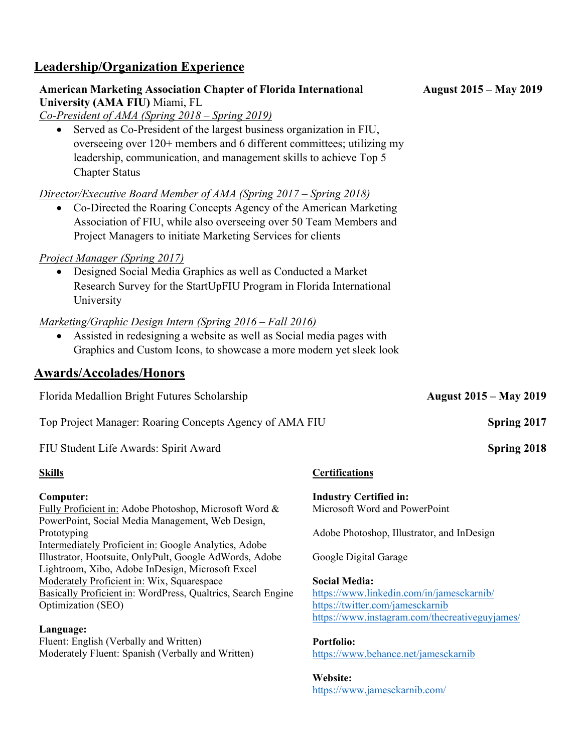## Leadership/Organization Experience

**American Marketing Association Chapter of Florida International University (AMA FIU)** Miami, FL **August 2015 – May 2019**

*Co-President of AMA (Spring 2018 – Spring 2019)*

- Served as Co-President of the largest business organization in FIU, overseeing over 120+ members and 6 different committees; utilizing my leadership, communication, and management skills to achieve Top 5 Chapter Status

*Director/Executive Board Member of AMA (Spring 2017 – Spring 2018)*

- Co-Directed the Roaring Concepts Agency of the American Marketing Association of FIU, while also overseeing over 50 Team Members and Project Managers to initiate Marketing Services for clients

*Project Manager (Spring 2017)*

- Designed Social Media Graphics as well as Conducted a Market Research Survey for the StartUpFIU Program in Florida International University

*Marketing/Graphic Design Intern (Spring 2016 – Fall 2016)*

- Assisted in redesigning a website as well as Social media pages with Graphics and Custom Icons, to showcase a more modern yet sleek look

## Awards/Accolades/Honors

Florida Medallion Bright Futures Scholarship **August 2015 – May 2019**

Top Project Manager: Roaring Concepts Agency of AMA FIU **Spring 2017**

FIU Student Life Awards: Spirit Award **Spring 2018**

### Skills

**Computer:**
Fully Proficient in: Adobe Photoshop, Microsoft Word & PowerPoint, Social Media Management, Web Design, Prototyping
Intermediately Proficient in: Google Analytics, Adobe Illustrator, Hootsuite, OnlyPult, Google AdWords, Adobe Lightroom, Xibo, Adobe InDesign, Microsoft Excel
Moderately Proficient in: Wix, Squarespace
Basically Proficient in: WordPress, Qualtrics, Search Engine Optimization (SEO)

**Language:**
Fluent: English (Verbally and Written)
Moderately Fluent: Spanish (Verbally and Written)

### Certifications

**Industry Certified in:**
Microsoft Word and PowerPoint

Adobe Photoshop, Illustrator, and InDesign

Google Digital Garage

**Social Media:**
https://www.linkedin.com/in/jamesckarnib/
https://twitter.com/jamesckarnib
https://www.instagram.com/thecreativeguyjames/

**Portfolio:**
https://www.behance.net/jamesckarnib

**Website:**
https://www.jamesckarnib.com/